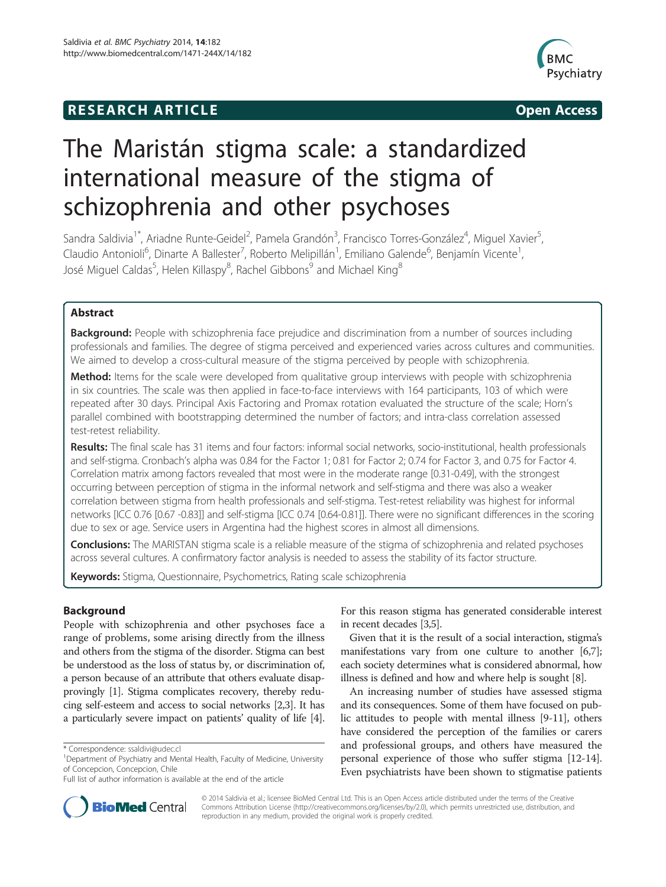**RESEARCH ARTICLE** **Open Access**

# The Maristán stigma scale: a standardized international measure of the stigma of schizophrenia and other psychoses

Sandra Saldivia[1*], Ariadne Runte-Geidel[2], Pamela Grandón[3], Francisco Torres-González[4], Miguel Xavier[5], Claudio Antonioli[6], Dinarte A Ballester[7], Roberto Melipillán[1], Emiliano Galende[6], Benjamín Vicente[1], José Miguel Caldas[5], Helen Killaspy[8], Rachel Gibbons[9] and Michael King[8]

## Abstract

**Background:** People with schizophrenia face prejudice and discrimination from a number of sources including professionals and families. The degree of stigma perceived and experienced varies across cultures and communities. We aimed to develop a cross-cultural measure of the stigma perceived by people with schizophrenia.

**Method:** Items for the scale were developed from qualitative group interviews with people with schizophrenia in six countries. The scale was then applied in face-to-face interviews with 164 participants, 103 of which were repeated after 30 days. Principal Axis Factoring and Promax rotation evaluated the structure of the scale; Horn's parallel combined with bootstrapping determined the number of factors; and intra-class correlation assessed test-retest reliability.

**Results:** The final scale has 31 items and four factors: informal social networks, socio-institutional, health professionals and self-stigma. Cronbach's alpha was 0.84 for the Factor 1; 0.81 for Factor 2; 0.74 for Factor 3, and 0.75 for Factor 4. Correlation matrix among factors revealed that most were in the moderate range [0.31-0.49], with the strongest occurring between perception of stigma in the informal network and self-stigma and there was also a weaker correlation between stigma from health professionals and self-stigma. Test-retest reliability was highest for informal networks [ICC 0.76 [0.67 -0.83]] and self-stigma [ICC 0.74 [0.64-0.81]]. There were no significant differences in the scoring due to sex or age. Service users in Argentina had the highest scores in almost all dimensions.

**Conclusions:** The MARISTAN stigma scale is a reliable measure of the stigma of schizophrenia and related psychoses across several cultures. A confirmatory factor analysis is needed to assess the stability of its factor structure.

**Keywords:** Stigma, Questionnaire, Psychometrics, Rating scale schizophrenia

## Background

People with schizophrenia and other psychoses face a range of problems, some arising directly from the illness and others from the stigma of the disorder. Stigma can best be understood as the loss of status by, or discrimination of, a person because of an attribute that others evaluate disapprovingly [1]. Stigma complicates recovery, thereby reducing self-esteem and access to social networks [2,3]. It has a particularly severe impact on patients' quality of life [4]. For this reason stigma has generated considerable interest in recent decades [3,5].

Given that it is the result of a social interaction, stigma's manifestations vary from one culture to another [6,7]; each society determines what is considered abnormal, how illness is defined and how and where help is sought [8].

An increasing number of studies have assessed stigma and its consequences. Some of them have focused on public attitudes to people with mental illness [9-11], others have considered the perception of the families or carers and professional groups, and others have measured the personal experience of those who suffer stigma [12-14]. Even psychiatrists have been shown to stigmatise patients

\* Correspondence: ssaldivi@udec.cl
[1]Department of Psychiatry and Mental Health, Faculty of Medicine, University of Concepcion, Concepcion, Chile
Full list of author information is available at the end of the article

© 2014 Saldivia et al.; licensee BioMed Central Ltd. This is an Open Access article distributed under the terms of the Creative Commons Attribution License (http://creativecommons.org/licenses/by/2.0), which permits unrestricted use, distribution, and reproduction in any medium, provided the original work is properly credited.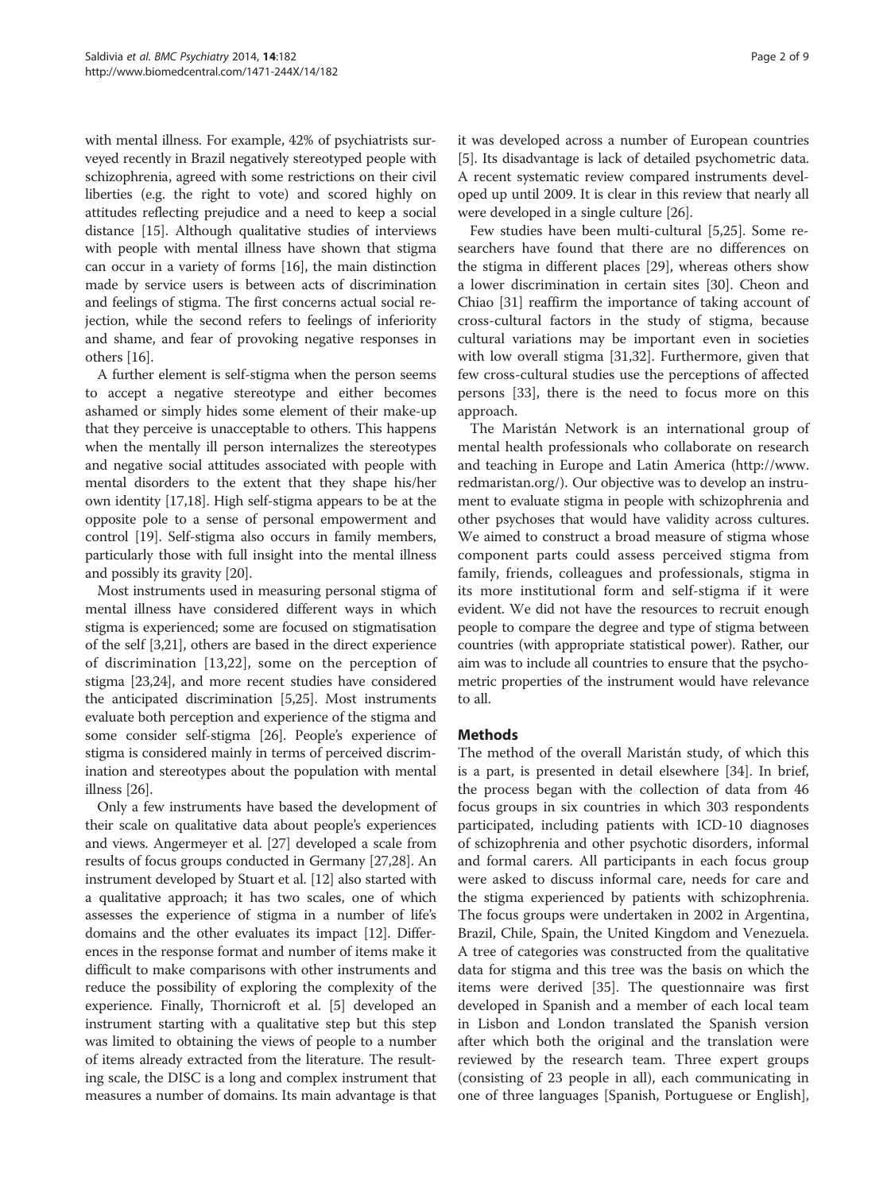with mental illness. For example, 42% of psychiatrists surveyed recently in Brazil negatively stereotyped people with schizophrenia, agreed with some restrictions on their civil liberties (e.g. the right to vote) and scored highly on attitudes reflecting prejudice and a need to keep a social distance [15]. Although qualitative studies of interviews with people with mental illness have shown that stigma can occur in a variety of forms [16], the main distinction made by service users is between acts of discrimination and feelings of stigma. The first concerns actual social rejection, while the second refers to feelings of inferiority and shame, and fear of provoking negative responses in others [16].

A further element is self-stigma when the person seems to accept a negative stereotype and either becomes ashamed or simply hides some element of their make-up that they perceive is unacceptable to others. This happens when the mentally ill person internalizes the stereotypes and negative social attitudes associated with people with mental disorders to the extent that they shape his/her own identity [17,18]. High self-stigma appears to be at the opposite pole to a sense of personal empowerment and control [19]. Self-stigma also occurs in family members, particularly those with full insight into the mental illness and possibly its gravity [20].

Most instruments used in measuring personal stigma of mental illness have considered different ways in which stigma is experienced; some are focused on stigmatisation of the self [3,21], others are based in the direct experience of discrimination [13,22], some on the perception of stigma [23,24], and more recent studies have considered the anticipated discrimination [5,25]. Most instruments evaluate both perception and experience of the stigma and some consider self-stigma [26]. People's experience of stigma is considered mainly in terms of perceived discrimination and stereotypes about the population with mental illness [26].

Only a few instruments have based the development of their scale on qualitative data about people's experiences and views. Angermeyer et al. [27] developed a scale from results of focus groups conducted in Germany [27,28]. An instrument developed by Stuart et al. [12] also started with a qualitative approach; it has two scales, one of which assesses the experience of stigma in a number of life's domains and the other evaluates its impact [12]. Differences in the response format and number of items make it difficult to make comparisons with other instruments and reduce the possibility of exploring the complexity of the experience. Finally, Thornicroft et al. [5] developed an instrument starting with a qualitative step but this step was limited to obtaining the views of people to a number of items already extracted from the literature. The resulting scale, the DISC is a long and complex instrument that measures a number of domains. Its main advantage is that it was developed across a number of European countries [5]. Its disadvantage is lack of detailed psychometric data. A recent systematic review compared instruments developed up until 2009. It is clear in this review that nearly all were developed in a single culture [26].

Few studies have been multi-cultural [5,25]. Some researchers have found that there are no differences on the stigma in different places [29], whereas others show a lower discrimination in certain sites [30]. Cheon and Chiao [31] reaffirm the importance of taking account of cross-cultural factors in the study of stigma, because cultural variations may be important even in societies with low overall stigma [31,32]. Furthermore, given that few cross-cultural studies use the perceptions of affected persons [33], there is the need to focus more on this approach.

The Maristán Network is an international group of mental health professionals who collaborate on research and teaching in Europe and Latin America (http://www.redmaristan.org/). Our objective was to develop an instrument to evaluate stigma in people with schizophrenia and other psychoses that would have validity across cultures. We aimed to construct a broad measure of stigma whose component parts could assess perceived stigma from family, friends, colleagues and professionals, stigma in its more institutional form and self-stigma if it were evident. We did not have the resources to recruit enough people to compare the degree and type of stigma between countries (with appropriate statistical power). Rather, our aim was to include all countries to ensure that the psychometric properties of the instrument would have relevance to all.

## Methods

The method of the overall Maristán study, of which this is a part, is presented in detail elsewhere [34]. In brief, the process began with the collection of data from 46 focus groups in six countries in which 303 respondents participated, including patients with ICD-10 diagnoses of schizophrenia and other psychotic disorders, informal and formal carers. All participants in each focus group were asked to discuss informal care, needs for care and the stigma experienced by patients with schizophrenia. The focus groups were undertaken in 2002 in Argentina, Brazil, Chile, Spain, the United Kingdom and Venezuela. A tree of categories was constructed from the qualitative data for stigma and this tree was the basis on which the items were derived [35]. The questionnaire was first developed in Spanish and a member of each local team in Lisbon and London translated the Spanish version after which both the original and the translation were reviewed by the research team. Three expert groups (consisting of 23 people in all), each communicating in one of three languages [Spanish, Portuguese or English],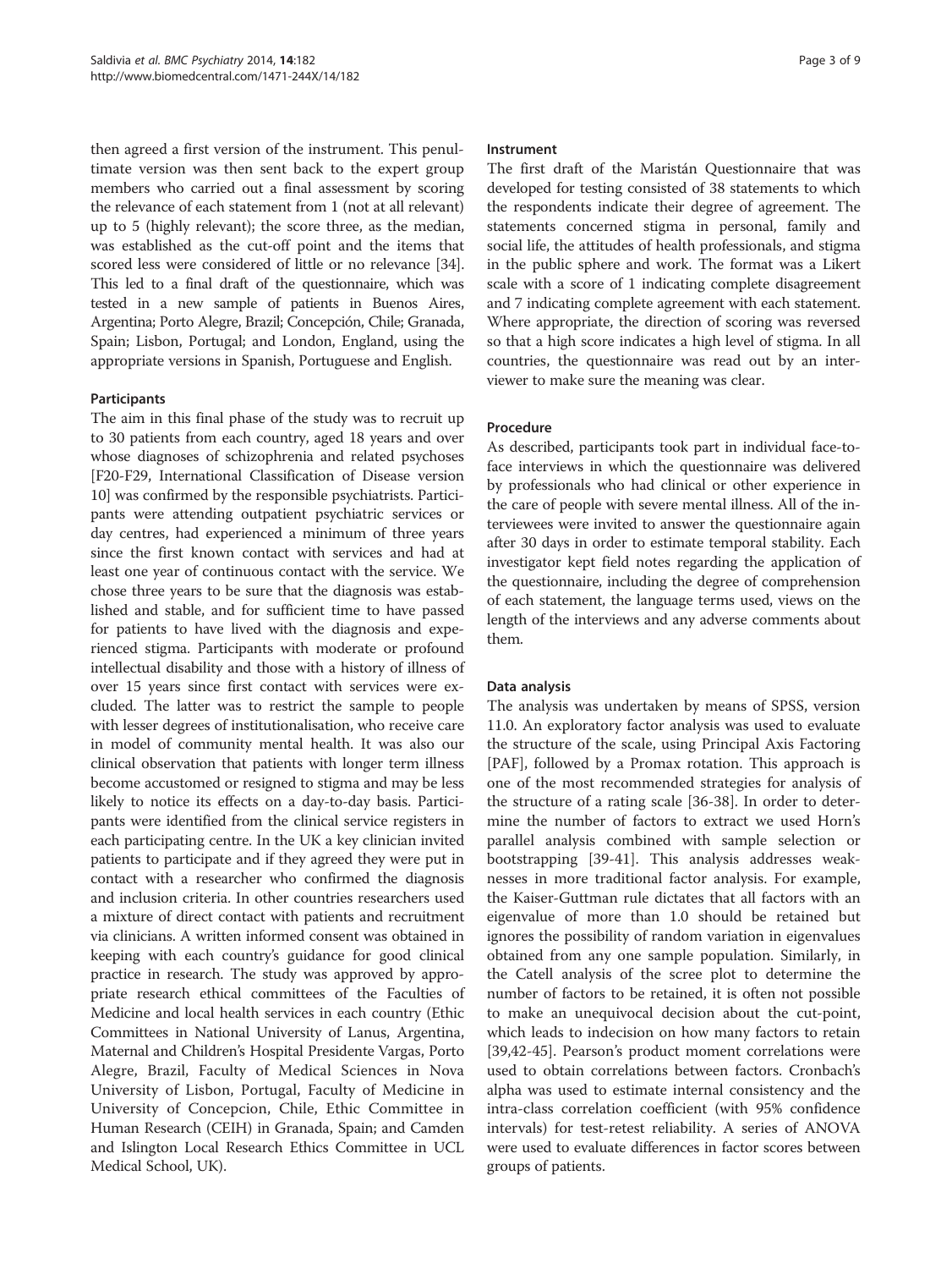then agreed a first version of the instrument. This penultimate version was then sent back to the expert group members who carried out a final assessment by scoring the relevance of each statement from 1 (not at all relevant) up to 5 (highly relevant); the score three, as the median, was established as the cut-off point and the items that scored less were considered of little or no relevance [34]. This led to a final draft of the questionnaire, which was tested in a new sample of patients in Buenos Aires, Argentina; Porto Alegre, Brazil; Concepción, Chile; Granada, Spain; Lisbon, Portugal; and London, England, using the appropriate versions in Spanish, Portuguese and English.

### Participants

The aim in this final phase of the study was to recruit up to 30 patients from each country, aged 18 years and over whose diagnoses of schizophrenia and related psychoses [F20-F29, International Classification of Disease version 10] was confirmed by the responsible psychiatrists. Participants were attending outpatient psychiatric services or day centres, had experienced a minimum of three years since the first known contact with services and had at least one year of continuous contact with the service. We chose three years to be sure that the diagnosis was established and stable, and for sufficient time to have passed for patients to have lived with the diagnosis and experienced stigma. Participants with moderate or profound intellectual disability and those with a history of illness of over 15 years since first contact with services were excluded. The latter was to restrict the sample to people with lesser degrees of institutionalisation, who receive care in model of community mental health. It was also our clinical observation that patients with longer term illness become accustomed or resigned to stigma and may be less likely to notice its effects on a day-to-day basis. Participants were identified from the clinical service registers in each participating centre. In the UK a key clinician invited patients to participate and if they agreed they were put in contact with a researcher who confirmed the diagnosis and inclusion criteria. In other countries researchers used a mixture of direct contact with patients and recruitment via clinicians. A written informed consent was obtained in keeping with each country's guidance for good clinical practice in research. The study was approved by appropriate research ethical committees of the Faculties of Medicine and local health services in each country (Ethic Committees in National University of Lanus, Argentina, Maternal and Children's Hospital Presidente Vargas, Porto Alegre, Brazil, Faculty of Medical Sciences in Nova University of Lisbon, Portugal, Faculty of Medicine in University of Concepcion, Chile, Ethic Committee in Human Research (CEIH) in Granada, Spain; and Camden and Islington Local Research Ethics Committee in UCL Medical School, UK).

### Instrument

The first draft of the Maristán Questionnaire that was developed for testing consisted of 38 statements to which the respondents indicate their degree of agreement. The statements concerned stigma in personal, family and social life, the attitudes of health professionals, and stigma in the public sphere and work. The format was a Likert scale with a score of 1 indicating complete disagreement and 7 indicating complete agreement with each statement. Where appropriate, the direction of scoring was reversed so that a high score indicates a high level of stigma. In all countries, the questionnaire was read out by an interviewer to make sure the meaning was clear.

### Procedure

As described, participants took part in individual face-to-face interviews in which the questionnaire was delivered by professionals who had clinical or other experience in the care of people with severe mental illness. All of the interviewees were invited to answer the questionnaire again after 30 days in order to estimate temporal stability. Each investigator kept field notes regarding the application of the questionnaire, including the degree of comprehension of each statement, the language terms used, views on the length of the interviews and any adverse comments about them.

### Data analysis

The analysis was undertaken by means of SPSS, version 11.0. An exploratory factor analysis was used to evaluate the structure of the scale, using Principal Axis Factoring [PAF], followed by a Promax rotation. This approach is one of the most recommended strategies for analysis of the structure of a rating scale [36-38]. In order to determine the number of factors to extract we used Horn's parallel analysis combined with sample selection or bootstrapping [39-41]. This analysis addresses weaknesses in more traditional factor analysis. For example, the Kaiser-Guttman rule dictates that all factors with an eigenvalue of more than 1.0 should be retained but ignores the possibility of random variation in eigenvalues obtained from any one sample population. Similarly, in the Catell analysis of the scree plot to determine the number of factors to be retained, it is often not possible to make an unequivocal decision about the cut-point, which leads to indecision on how many factors to retain [39,42-45]. Pearson's product moment correlations were used to obtain correlations between factors. Cronbach's alpha was used to estimate internal consistency and the intra-class correlation coefficient (with 95% confidence intervals) for test-retest reliability. A series of ANOVA were used to evaluate differences in factor scores between groups of patients.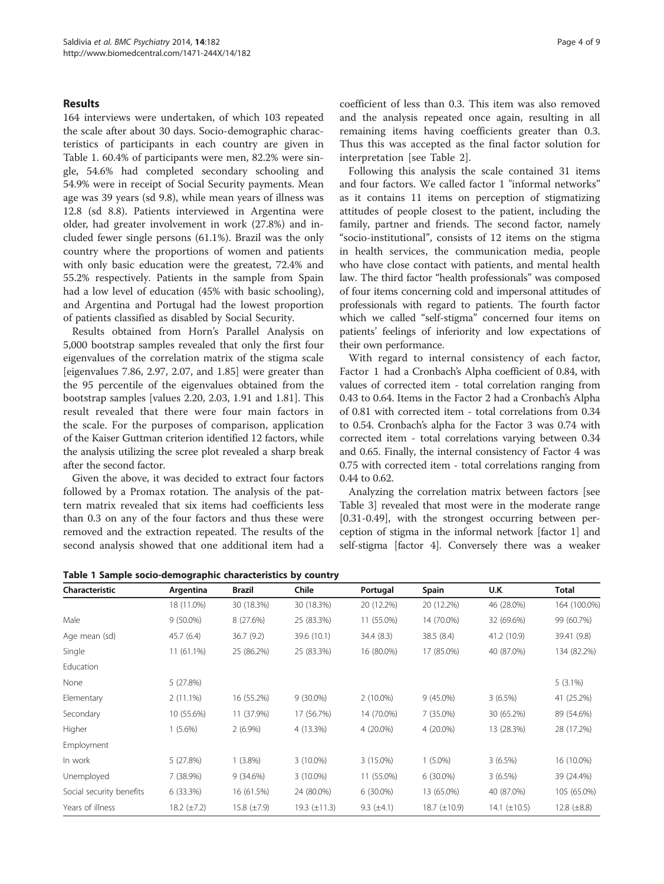## Results

164 interviews were undertaken, of which 103 repeated the scale after about 30 days. Socio-demographic characteristics of participants in each country are given in Table 1. 60.4% of participants were men, 82.2% were single, 54.6% had completed secondary schooling and 54.9% were in receipt of Social Security payments. Mean age was 39 years (sd 9.8), while mean years of illness was 12.8 (sd 8.8). Patients interviewed in Argentina were older, had greater involvement in work (27.8%) and included fewer single persons (61.1%). Brazil was the only country where the proportions of women and patients with only basic education were the greatest, 72.4% and 55.2% respectively. Patients in the sample from Spain had a low level of education (45% with basic schooling), and Argentina and Portugal had the lowest proportion of patients classified as disabled by Social Security.

Results obtained from Horn's Parallel Analysis on 5,000 bootstrap samples revealed that only the first four eigenvalues of the correlation matrix of the stigma scale [eigenvalues 7.86, 2.97, 2.07, and 1.85] were greater than the 95 percentile of the eigenvalues obtained from the bootstrap samples [values 2.20, 2.03, 1.91 and 1.81]. This result revealed that there were four main factors in the scale. For the purposes of comparison, application of the Kaiser Guttman criterion identified 12 factors, while the analysis utilizing the scree plot revealed a sharp break after the second factor.

Given the above, it was decided to extract four factors followed by a Promax rotation. The analysis of the pattern matrix revealed that six items had coefficients less than 0.3 on any of the four factors and thus these were removed and the extraction repeated. The results of the second analysis showed that one additional item had a coefficient of less than 0.3. This item was also removed and the analysis repeated once again, resulting in all remaining items having coefficients greater than 0.3. Thus this was accepted as the final factor solution for interpretation [see Table 2].

Following this analysis the scale contained 31 items and four factors. We called factor 1 "informal networks" as it contains 11 items on perception of stigmatizing attitudes of people closest to the patient, including the family, partner and friends. The second factor, namely "socio-institutional", consists of 12 items on the stigma in health services, the communication media, people who have close contact with patients, and mental health law. The third factor "health professionals" was composed of four items concerning cold and impersonal attitudes of professionals with regard to patients. The fourth factor which we called "self-stigma" concerned four items on patients' feelings of inferiority and low expectations of their own performance.

With regard to internal consistency of each factor, Factor 1 had a Cronbach's Alpha coefficient of 0.84, with values of corrected item - total correlation ranging from 0.43 to 0.64. Items in the Factor 2 had a Cronbach's Alpha of 0.81 with corrected item - total correlations from 0.34 to 0.54. Cronbach's alpha for the Factor 3 was 0.74 with corrected item - total correlations varying between 0.34 and 0.65. Finally, the internal consistency of Factor 4 was 0.75 with corrected item - total correlations ranging from 0.44 to 0.62.

Analyzing the correlation matrix between factors [see Table 3] revealed that most were in the moderate range [0.31-0.49], with the strongest occurring between perception of stigma in the informal network [factor 1] and self-stigma [factor 4]. Conversely there was a weaker

**Table 1 Sample socio-demographic characteristics by country**

| Characteristic | Argentina | Brazil | Chile | Portugal | Spain | U.K. | Total |
|---|---|---|---|---|---|---|---|
| | 18 (11.0%) | 30 (18.3%) | 30 (18.3%) | 20 (12.2%) | 20 (12.2%) | 46 (28.0%) | 164 (100.0%) |
| Male | 9 (50.0%) | 8 (27.6%) | 25 (83.3%) | 11 (55.0%) | 14 (70.0%) | 32 (69.6%) | 99 (60.7%) |
| Age mean (sd) | 45.7 (6.4) | 36.7 (9.2) | 39.6 (10.1) | 34.4 (8.3) | 38.5 (8.4) | 41.2 (10.9) | 39.41 (9.8) |
| Single | 11 (61.1%) | 25 (86.2%) | 25 (83.3%) | 16 (80.0%) | 17 (85.0%) | 40 (87.0%) | 134 (82.2%) |
| Education | | | | | | | |
| None | 5 (27.8%) | | | | | | 5 (3.1%) |
| Elementary | 2 (11.1%) | 16 (55.2%) | 9 (30.0%) | 2 (10.0%) | 9 (45.0%) | 3 (6.5%) | 41 (25.2%) |
| Secondary | 10 (55.6%) | 11 (37.9%) | 17 (56.7%) | 14 (70.0%) | 7 (35.0%) | 30 (65.2%) | 89 (54.6%) |
| Higher | 1 (5.6%) | 2 (6.9%) | 4 (13.3%) | 4 (20.0%) | 4 (20.0%) | 13 (28.3%) | 28 (17.2%) |
| Employment | | | | | | | |
| In work | 5 (27.8%) | 1 (3.8%) | 3 (10.0%) | 3 (15.0%) | 1 (5.0%) | 3 (6.5%) | 16 (10.0%) |
| Unemployed | 7 (38.9%) | 9 (34.6%) | 3 (10.0%) | 11 (55.0%) | 6 (30.0%) | 3 (6.5%) | 39 (24.4%) |
| Social security benefits | 6 (33.3%) | 16 (61.5%) | 24 (80.0%) | 6 (30.0%) | 13 (65.0%) | 40 (87.0%) | 105 (65.0%) |
| Years of illness | 18.2 (±7.2) | 15.8 (±7.9) | 19.3 (±11.3) | 9.3 (±4.1) | 18.7 (±10.9) | 14.1 (±10.5) | 12.8 (±8.8) |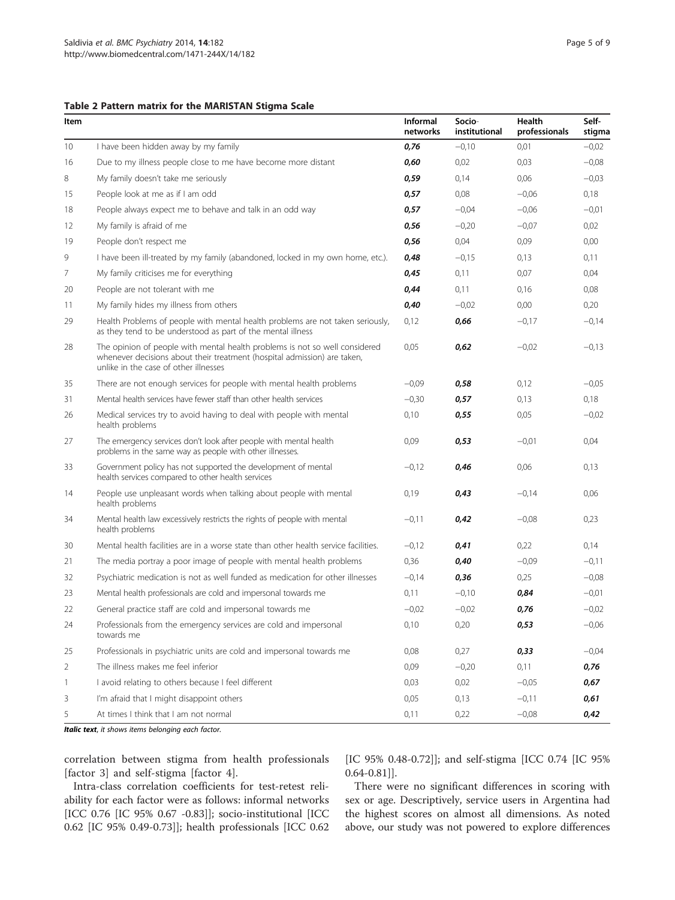**Table 2 Pattern matrix for the MARISTAN Stigma Scale**

| Item | | Informal networks | Socio-institutional | Health professionals | Self-stigma |
|---|---|---|---|---|---|
| 10 | I have been hidden away by my family | ***0,76*** | −0,10 | 0,01 | −0,02 |
| 16 | Due to my illness people close to me have become more distant | ***0,60*** | 0,02 | 0,03 | −0,08 |
| 8 | My family doesn't take me seriously | ***0,59*** | 0,14 | 0,06 | −0,03 |
| 15 | People look at me as if I am odd | ***0,57*** | 0,08 | −0,06 | 0,18 |
| 18 | People always expect me to behave and talk in an odd way | ***0,57*** | −0,04 | −0,06 | −0,01 |
| 12 | My family is afraid of me | ***0,56*** | −0,20 | −0,07 | 0,02 |
| 19 | People don't respect me | ***0,56*** | 0,04 | 0,09 | 0,00 |
| 9 | I have been ill-treated by my family (abandoned, locked in my own home, etc.). | ***0,48*** | −0,15 | 0,13 | 0,11 |
| 7 | My family criticises me for everything | ***0,45*** | 0,11 | 0,07 | 0,04 |
| 20 | People are not tolerant with me | ***0,44*** | 0,11 | 0,16 | 0,08 |
| 11 | My family hides my illness from others | ***0,40*** | −0,02 | 0,00 | 0,20 |
| 29 | Health Problems of people with mental health problems are not taken seriously, as they tend to be understood as part of the mental illness | 0,12 | ***0,66*** | −0,17 | −0,14 |
| 28 | The opinion of people with mental health problems is not so well considered whenever decisions about their treatment (hospital admission) are taken, unlike in the case of other illnesses | 0,05 | ***0,62*** | −0,02 | −0,13 |
| 35 | There are not enough services for people with mental health problems | −0,09 | ***0,58*** | 0,12 | −0,05 |
| 31 | Mental health services have fewer staff than other health services | −0,30 | ***0,57*** | 0,13 | 0,18 |
| 26 | Medical services try to avoid having to deal with people with mental health problems | 0,10 | ***0,55*** | 0,05 | −0,02 |
| 27 | The emergency services don't look after people with mental health problems in the same way as people with other illnesses. | 0,09 | ***0,53*** | −0,01 | 0,04 |
| 33 | Government policy has not supported the development of mental health services compared to other health services | −0,12 | ***0,46*** | 0,06 | 0,13 |
| 14 | People use unpleasant words when talking about people with mental health problems | 0,19 | ***0,43*** | −0,14 | 0,06 |
| 34 | Mental health law excessively restricts the rights of people with mental health problems | −0,11 | ***0,42*** | −0,08 | 0,23 |
| 30 | Mental health facilities are in a worse state than other health service facilities. | −0,12 | ***0,41*** | 0,22 | 0,14 |
| 21 | The media portray a poor image of people with mental health problems | 0,36 | ***0,40*** | −0,09 | −0,11 |
| 32 | Psychiatric medication is not as well funded as medication for other illnesses | −0,14 | ***0,36*** | 0,25 | −0,08 |
| 23 | Mental health professionals are cold and impersonal towards me | 0,11 | −0,10 | ***0,84*** | −0,01 |
| 22 | General practice staff are cold and impersonal towards me | −0,02 | −0,02 | ***0,76*** | −0,02 |
| 24 | Professionals from the emergency services are cold and impersonal towards me | 0,10 | 0,20 | ***0,53*** | −0,06 |
| 25 | Professionals in psychiatric units are cold and impersonal towards me | 0,08 | 0,27 | ***0,33*** | −0,04 |
| 2 | The illness makes me feel inferior | 0,09 | −0,20 | 0,11 | ***0,76*** |
| 1 | I avoid relating to others because I feel different | 0,03 | 0,02 | −0,05 | ***0,67*** |
| 3 | I'm afraid that I might disappoint others | 0,05 | 0,13 | −0,11 | ***0,61*** |
| 5 | At times I think that I am not normal | 0,11 | 0,22 | −0,08 | ***0,42*** |

***Italic text***, *it shows items belonging each factor.*

correlation between stigma from health professionals [factor 3] and self-stigma [factor 4].

Intra-class correlation coefficients for test-retest reliability for each factor were as follows: informal networks [ICC 0.76 [IC 95% 0.67 -0.83]]; socio-institutional [ICC 0.62 [IC 95% 0.49-0.73]]; health professionals [ICC 0.62 [IC 95% 0.48-0.72]]; and self-stigma [ICC 0.74 [IC 95% 0.64-0.81]].

There were no significant differences in scoring with sex or age. Descriptively, service users in Argentina had the highest scores on almost all dimensions. As noted above, our study was not powered to explore differences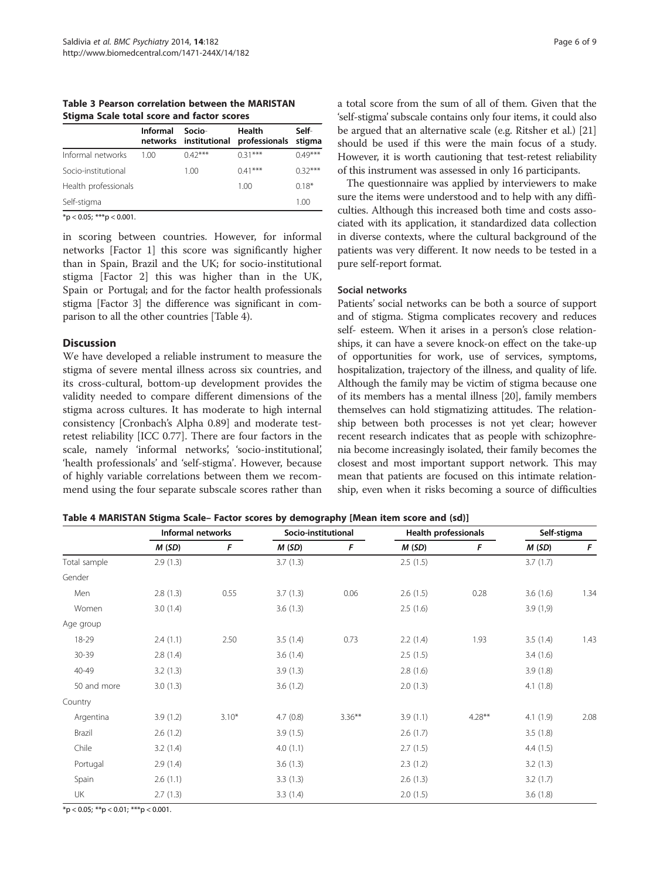**Table 3 Pearson correlation between the MARISTAN Stigma Scale total score and factor scores**

| | Informal networks | Socio-institutional | Health professionals | Self-stigma |
|---|---|---|---|---|
| Informal networks | 1.00 | 0.42*** | 0.31*** | 0.49*** |
| Socio-institutional | | 1.00 | 0.41*** | 0.32*** |
| Health professionals | | | 1.00 | 0.18* |
| Self-stigma | | | | 1.00 |

*p < 0.05; ***p < 0.001.

in scoring between countries. However, for informal networks [Factor 1] this score was significantly higher than in Spain, Brazil and the UK; for socio-institutional stigma [Factor 2] this was higher than in the UK, Spain or Portugal; and for the factor health professionals stigma [Factor 3] the difference was significant in comparison to all the other countries [Table 4).

## Discussion

We have developed a reliable instrument to measure the stigma of severe mental illness across six countries, and its cross-cultural, bottom-up development provides the validity needed to compare different dimensions of the stigma across cultures. It has moderate to high internal consistency [Cronbach's Alpha 0.89] and moderate test-retest reliability [ICC 0.77]. There are four factors in the scale, namely 'informal networks', 'socio-institutional', 'health professionals' and 'self-stigma'. However, because of highly variable correlations between them we recommend using the four separate subscale scores rather than a total score from the sum of all of them. Given that the 'self-stigma' subscale contains only four items, it could also be argued that an alternative scale (e.g. Ritsher et al.) [21] should be used if this were the main focus of a study. However, it is worth cautioning that test-retest reliability of this instrument was assessed in only 16 participants.

The questionnaire was applied by interviewers to make sure the items were understood and to help with any difficulties. Although this increased both time and costs associated with its application, it standardized data collection in diverse contexts, where the cultural background of the patients was very different. It now needs to be tested in a pure self-report format.

### Social networks

Patients' social networks can be both a source of support and of stigma. Stigma complicates recovery and reduces self- esteem. When it arises in a person's close relationships, it can have a severe knock-on effect on the take-up of opportunities for work, use of services, symptoms, hospitalization, trajectory of the illness, and quality of life. Although the family may be victim of stigma because one of its members has a mental illness [20], family members themselves can hold stigmatizing attitudes. The relationship between both processes is not yet clear; however recent research indicates that as people with schizophrenia become increasingly isolated, their family becomes the closest and most important support network. This may mean that patients are focused on this intimate relationship, even when it risks becoming a source of difficulties

**Table 4 MARISTAN Stigma Scale– Factor scores by demography [Mean item score and (sd)]**

| | Informal networks | | Socio-institutional | | Health professionals | | Self-stigma | |
|---|---|---|---|---|---|---|---|---|
| | *M* (*SD*) | *F* | *M* (*SD*) | *F* | *M* (*SD*) | *F* | *M* (*SD*) | *F* |
| Total sample | 2.9 (1.3) | | 3.7 (1.3) | | 2.5 (1.5) | | 3.7 (1.7) | |
| Gender | | | | | | | | |
| Men | 2.8 (1.3) | 0.55 | 3.7 (1.3) | 0.06 | 2.6 (1.5) | 0.28 | 3.6 (1.6) | 1.34 |
| Women | 3.0 (1.4) | | 3.6 (1.3) | | 2.5 (1.6) | | 3.9 (1,9) | |
| Age group | | | | | | | | |
| 18-29 | 2.4 (1.1) | 2.50 | 3.5 (1.4) | 0.73 | 2.2 (1.4) | 1.93 | 3.5 (1.4) | 1.43 |
| 30-39 | 2.8 (1.4) | | 3.6 (1.4) | | 2.5 (1.5) | | 3.4 (1.6) | |
| 40-49 | 3.2 (1.3) | | 3.9 (1.3) | | 2.8 (1.6) | | 3.9 (1.8) | |
| 50 and more | 3.0 (1.3) | | 3.6 (1.2) | | 2.0 (1.3) | | 4.1 (1.8) | |
| Country | | | | | | | | |
| Argentina | 3.9 (1.2) | 3.10* | 4.7 (0.8) | 3.36** | 3.9 (1.1) | 4.28** | 4.1 (1.9) | 2.08 |
| Brazil | 2.6 (1.2) | | 3.9 (1.5) | | 2.6 (1.7) | | 3.5 (1.8) | |
| Chile | 3.2 (1.4) | | 4.0 (1.1) | | 2.7 (1.5) | | 4.4 (1.5) | |
| Portugal | 2.9 (1.4) | | 3.6 (1.3) | | 2.3 (1.2) | | 3.2 (1.3) | |
| Spain | 2.6 (1.1) | | 3.3 (1.3) | | 2.6 (1.3) | | 3.2 (1.7) | |
| UK | 2.7 (1.3) | | 3.3 (1.4) | | 2.0 (1.5) | | 3.6 (1.8) | |

*p < 0.05; **p < 0.01; ***p < 0.001.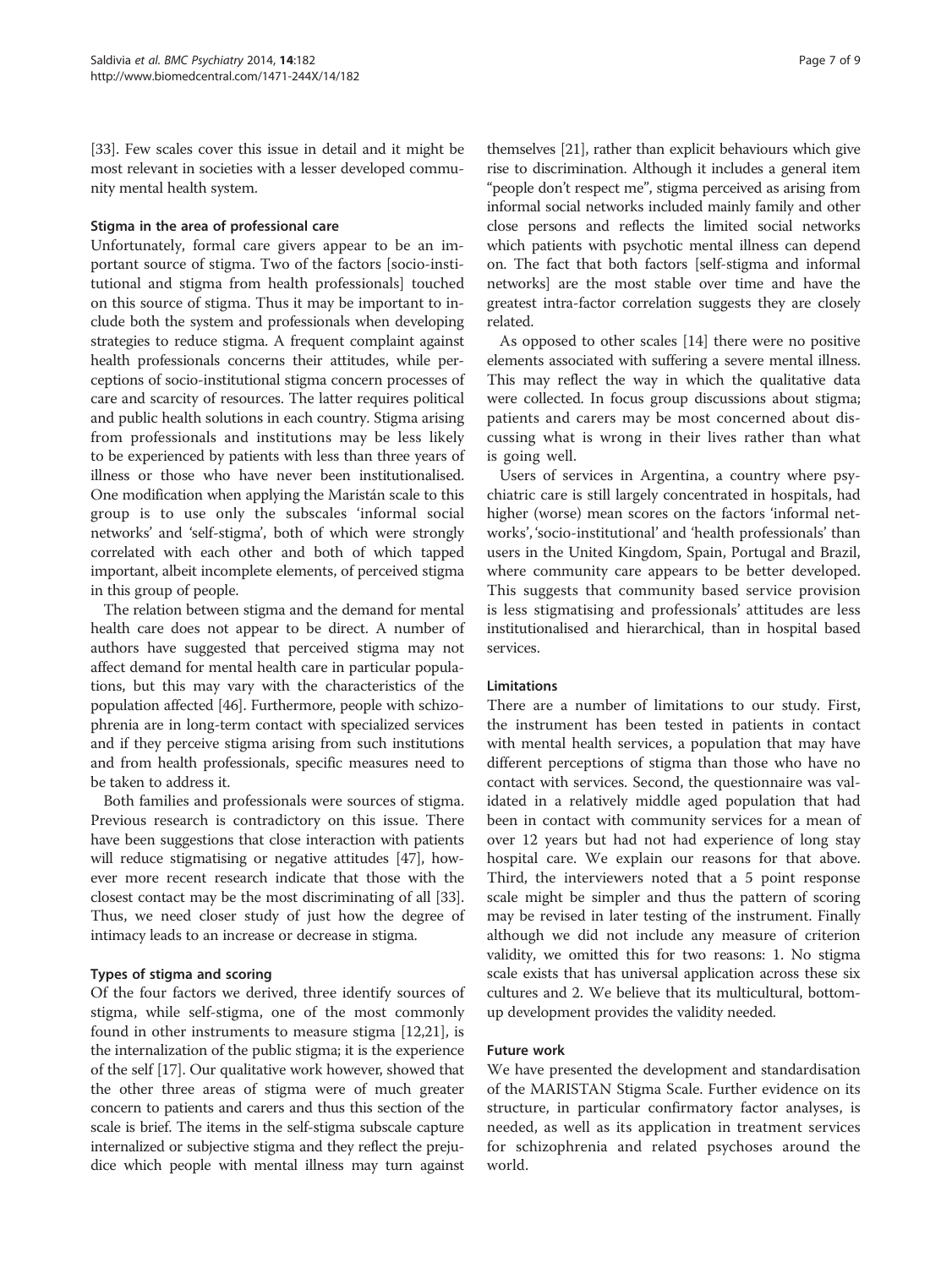[33]. Few scales cover this issue in detail and it might be most relevant in societies with a lesser developed community mental health system.

### Stigma in the area of professional care

Unfortunately, formal care givers appear to be an important source of stigma. Two of the factors [socio-institutional and stigma from health professionals] touched on this source of stigma. Thus it may be important to include both the system and professionals when developing strategies to reduce stigma. A frequent complaint against health professionals concerns their attitudes, while perceptions of socio-institutional stigma concern processes of care and scarcity of resources. The latter requires political and public health solutions in each country. Stigma arising from professionals and institutions may be less likely to be experienced by patients with less than three years of illness or those who have never been institutionalised. One modification when applying the Maristán scale to this group is to use only the subscales 'informal social networks' and 'self-stigma', both of which were strongly correlated with each other and both of which tapped important, albeit incomplete elements, of perceived stigma in this group of people.

The relation between stigma and the demand for mental health care does not appear to be direct. A number of authors have suggested that perceived stigma may not affect demand for mental health care in particular populations, but this may vary with the characteristics of the population affected [46]. Furthermore, people with schizophrenia are in long-term contact with specialized services and if they perceive stigma arising from such institutions and from health professionals, specific measures need to be taken to address it.

Both families and professionals were sources of stigma. Previous research is contradictory on this issue. There have been suggestions that close interaction with patients will reduce stigmatising or negative attitudes [47], however more recent research indicate that those with the closest contact may be the most discriminating of all [33]. Thus, we need closer study of just how the degree of intimacy leads to an increase or decrease in stigma.

### Types of stigma and scoring

Of the four factors we derived, three identify sources of stigma, while self-stigma, one of the most commonly found in other instruments to measure stigma [12,21], is the internalization of the public stigma; it is the experience of the self [17]. Our qualitative work however, showed that the other three areas of stigma were of much greater concern to patients and carers and thus this section of the scale is brief. The items in the self-stigma subscale capture internalized or subjective stigma and they reflect the prejudice which people with mental illness may turn against themselves [21], rather than explicit behaviours which give rise to discrimination. Although it includes a general item "people don't respect me", stigma perceived as arising from informal social networks included mainly family and other close persons and reflects the limited social networks which patients with psychotic mental illness can depend on. The fact that both factors [self-stigma and informal networks] are the most stable over time and have the greatest intra-factor correlation suggests they are closely related.

As opposed to other scales [14] there were no positive elements associated with suffering a severe mental illness. This may reflect the way in which the qualitative data were collected. In focus group discussions about stigma; patients and carers may be most concerned about discussing what is wrong in their lives rather than what is going well.

Users of services in Argentina, a country where psychiatric care is still largely concentrated in hospitals, had higher (worse) mean scores on the factors 'informal networks', 'socio-institutional' and 'health professionals' than users in the United Kingdom, Spain, Portugal and Brazil, where community care appears to be better developed. This suggests that community based service provision is less stigmatising and professionals' attitudes are less institutionalised and hierarchical, than in hospital based services.

### Limitations

There are a number of limitations to our study. First, the instrument has been tested in patients in contact with mental health services, a population that may have different perceptions of stigma than those who have no contact with services. Second, the questionnaire was validated in a relatively middle aged population that had been in contact with community services for a mean of over 12 years but had not had experience of long stay hospital care. We explain our reasons for that above. Third, the interviewers noted that a 5 point response scale might be simpler and thus the pattern of scoring may be revised in later testing of the instrument. Finally although we did not include any measure of criterion validity, we omitted this for two reasons: 1. No stigma scale exists that has universal application across these six cultures and 2. We believe that its multicultural, bottom-up development provides the validity needed.

### Future work

We have presented the development and standardisation of the MARISTAN Stigma Scale. Further evidence on its structure, in particular confirmatory factor analyses, is needed, as well as its application in treatment services for schizophrenia and related psychoses around the world.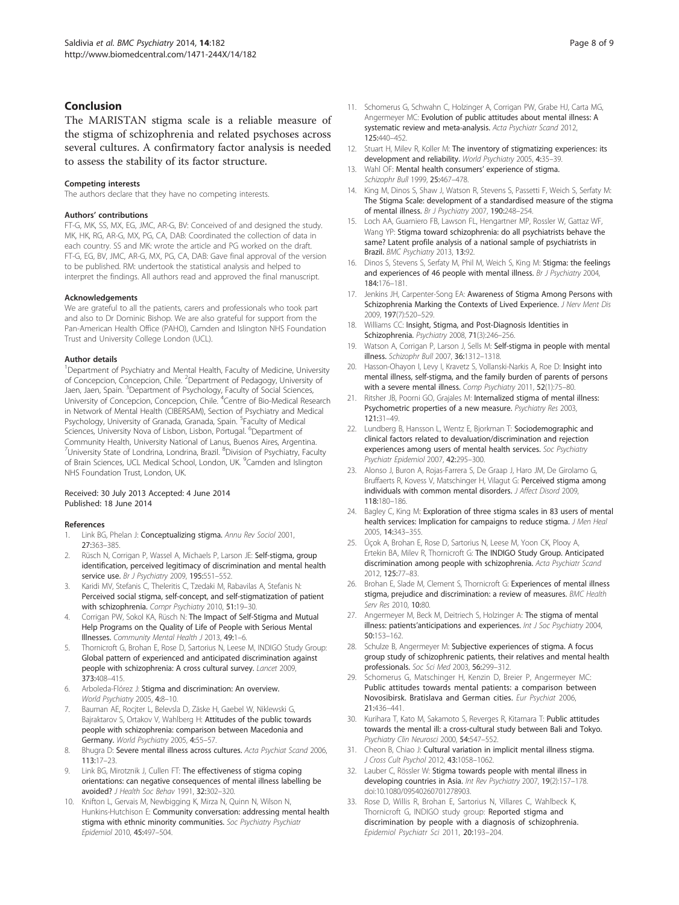## Conclusion

The MARISTAN stigma scale is a reliable measure of the stigma of schizophrenia and related psychoses across several cultures. A confirmatory factor analysis is needed to assess the stability of its factor structure.

#### Competing interests

The authors declare that they have no competing interests.

#### Authors' contributions

FT-G, MK, SS, MX, EG, JMC, AR-G, BV: Conceived of and designed the study. MK, HK, RG, AR-G, MX, PG, CA, DAB: Coordinated the collection of data in each country. SS and MK: wrote the article and PG worked on the draft. FT-G, EG, BV, JMC, AR-G, MX, PG, CA, DAB: Gave final approval of the version to be published. RM: undertook the statistical analysis and helped to interpret the findings. All authors read and approved the final manuscript.

#### Acknowledgements

We are grateful to all the patients, carers and professionals who took part and also to Dr Dominic Bishop. We are also grateful for support from the Pan-American Health Office (PAHO), Camden and Islington NHS Foundation Trust and University College London (UCL).

#### Author details

[1]Department of Psychiatry and Mental Health, Faculty of Medicine, University of Concepcion, Concepcion, Chile. [2]Department of Pedagogy, University of Jaen, Jaen, Spain. [3]Department of Psychology, Faculty of Social Sciences, University of Concepcion, Concepcion, Chile. [4]Centre of Bio-Medical Research in Network of Mental Health (CIBERSAM), Section of Psychiatry and Medical Psychology, University of Granada, Granada, Spain. [5]Faculty of Medical Sciences, University Nova of Lisbon, Lisbon, Portugal. [6]Department of Community Health, University National of Lanus, Buenos Aires, Argentina. [7]University State of Londrina, Londrina, Brazil. [8]Division of Psychiatry, Faculty of Brain Sciences, UCL Medical School, London, UK. [9]Camden and Islington NHS Foundation Trust, London, UK.

Received: 30 July 2013 Accepted: 4 June 2014
Published: 18 June 2014

#### References

1. Link BG, Phelan J: **Conceptualizing stigma.** *Annu Rev Sociol* 2001, **27:**363–385.
2. Rüsch N, Corrigan P, Wassel A, Michaels P, Larson JE: **Self-stigma, group identification, perceived legitimacy of discrimination and mental health service use.** *Br J Psychiatry* 2009, **195:**551–552.
3. Karidi MV, Stefanis C, Theleritis C, Tzedaki M, Rabavilas A, Stefanis N: **Perceived social stigma, self-concept, and self-stigmatization of patient with schizophrenia.** *Compr Psychiatry* 2010, **51:**19–30.
4. Corrigan PW, Sokol KA, Rüsch N: **The Impact of Self-Stigma and Mutual Help Programs on the Quality of Life of People with Serious Mental Illnesses.** *Community Mental Health J* 2013, **49:**1–6.
5. Thornicroft G, Brohan E, Rose D, Sartorius N, Leese M, INDIGO Study Group: **Global pattern of experienced and anticipated discrimination against people with schizophrenia: A cross cultural survey.** *Lancet* 2009, **373:**408–415.
6. Arboleda-Flórez J: **Stigma and discrimination: An overview.** *World Psychiatry* 2005, **4:**8–10.
7. Bauman AE, Rocjter L, Belevsla D, Zäske H, Gaebel W, Niklewski G, Bajraktarov S, Ortakov V, Wahlberg H: **Attitudes of the public towards people with schizophrenia: comparison between Macedonia and Germany.** *World Psychiatry* 2005, **4:**55–57.
8. Bhugra D: **Severe mental illness across cultures.** *Acta Psychiat Scand* 2006, **113:**17–23.
9. Link BG, Mirotznik J, Cullen FT: **The effectiveness of stigma coping orientations: can negative consequences of mental illness labelling be avoided?** *J Health Soc Behav* 1991, **32:**302–320.
10. Knifton L, Gervais M, Newbigging K, Mirza N, Quinn N, Wilson N, Hunkins-Hutchison E: **Community conversation: addressing mental health stigma with ethnic minority communities.** *Soc Psychiatry Psychiatr Epidemiol* 2010, **45:**497–504.
11. Schomerus G, Schwahn C, Holzinger A, Corrigan PW, Grabe HJ, Carta MG, Angermeyer MC: **Evolution of public attitudes about mental illness: A systematic review and meta-analysis.** *Acta Psychiatr Scand* 2012, **125:**440–452.
12. Stuart H, Milev R, Koller M: **The inventory of stigmatizing experiences: its development and reliability.** *World Psychiatry* 2005, **4:**35–39.
13. Wahl OF: **Mental health consumers' experience of stigma.** *Schizophr Bull* 1999, **25:**467–478.
14. King M, Dinos S, Shaw J, Watson R, Stevens S, Passetti F, Weich S, Serfaty M: **The Stigma Scale: development of a standardised measure of the stigma of mental illness.** *Br J Psychiatry* 2007, **190:**248–254.
15. Loch AA, Guarniero FB, Lawson FL, Hengartner MP, Rossler W, Gattaz WF, Wang YP: **Stigma toward schizophrenia: do all psychiatrists behave the same? Latent profile analysis of a national sample of psychiatrists in Brazil.** *BMC Psychiatry* 2013, **13:**92.
16. Dinos S, Stevens S, Serfaty M, Phil M, Weich S, King M: **Stigma: the feelings and experiences of 46 people with mental illness.** *Br J Psychiatry* 2004, **184:**176–181.
17. Jenkins JH, Carpenter-Song EA: **Awareness of Stigma Among Persons with Schizophrenia Marking the Contexts of Lived Experience.** *J Nerv Ment Dis* 2009, **197**(7):520–529.
18. Williams CC: **Insight, Stigma, and Post-Diagnosis Identities in Schizophrenia.** *Psychiatry* 2008, **71**(3):246–256.
19. Watson A, Corrigan P, Larson J, Sells M: **Self-stigma in people with mental illness.** *Schizophr Bull* 2007, **36:**1312–1318.
20. Hasson-Ohayon I, Levy I, Kravetz S, Vollanski-Narkis A, Roe D: **Insight into mental illness, self-stigma, and the family burden of parents of persons with a severe mental illness.** *Comp Psychiatry* 2011, **52**(1):75–80.
21. Ritsher JB, Poorni GO, Grajales M: **Internalized stigma of mental illness: Psychometric properties of a new measure.** *Psychiatry Res* 2003, **121:**31–49.
22. Lundberg B, Hansson L, Wentz E, Bjorkman T: **Sociodemographic and clinical factors related to devaluation/discrimination and rejection experiences among users of mental health services.** *Soc Psychiatry Psychiatr Epidemiol* 2007, **42:**295–300.
23. Alonso J, Buron A, Rojas-Farrera S, De Graap J, Haro JM, De Girolamo G, Bruffaerts R, Kovess V, Matschinger H, Vilagut G: **Perceived stigma among individuals with common mental disorders.** *J Affect Disord* 2009, **118:**180–186.
24. Bagley C, King M: **Exploration of three stigma scales in 83 users of mental health services: Implication for campaigns to reduce stigma.** *J Men Heal* 2005, **14:**343–355.
25. Üçok A, Brohan E, Rose D, Sartorius N, Leese M, Yoon CK, Plooy A, Ertekin BA, Milev R, Thornicroft G: **The INDIGO Study Group. Anticipated discrimination among people with schizophrenia.** *Acta Psychiatr Scand* 2012, **125:**77–83.
26. Brohan E, Slade M, Clement S, Thornicroft G: **Experiences of mental illness stigma, prejudice and discrimination: a review of measures.** *BMC Health Serv Res* 2010, **10:**80.
27. Angermeyer M, Beck M, Deitriech S, Holzinger A: **The stigma of mental illness: patients'anticipations and experiences.** *Int J Soc Psychiatry* 2004, **50:**153–162.
28. Schulze B, Angermeyer M: **Subjective experiences of stigma. A focus group study of schizophrenic patients, their relatives and mental health professionals.** *Soc Sci Med* 2003, **56:**299–312.
29. Schomerus G, Matschinger H, Kenzin D, Breier P, Angermeyer MC: **Public attitudes towards mental patients: a comparison between Novosibirsk. Bratislava and German cities.** *Eur Psychiat* 2006, **21:**436–441.
30. Kurihara T, Kato M, Sakamoto S, Reverges R, Kitamara T: **Public attitudes towards the mental ill: a cross-cultural study between Bali and Tokyo.** *Psychiatry Clin Neurosci* 2000, **54:**547–552.
31. Cheon B, Chiao J: **Cultural variation in implicit mental illness stigma.** *J Cross Cult Psychol* 2012, **43:**1058–1062.
32. Lauber C, Rössler W: **Stigma towards people with mental illness in developing countries in Asia.** *Int Rev Psychiatry* 2007, **19**(2):157–178. doi:10.1080/09540260701278903.
33. Rose D, Willis R, Brohan E, Sartorius N, Villares C, Wahlbeck K, Thornicroft G, INDIGO study group: **Reported stigma and discrimination by people with a diagnosis of schizophrenia.** *Epidemiol Psychiatr Sci* 2011, **20:**193–204.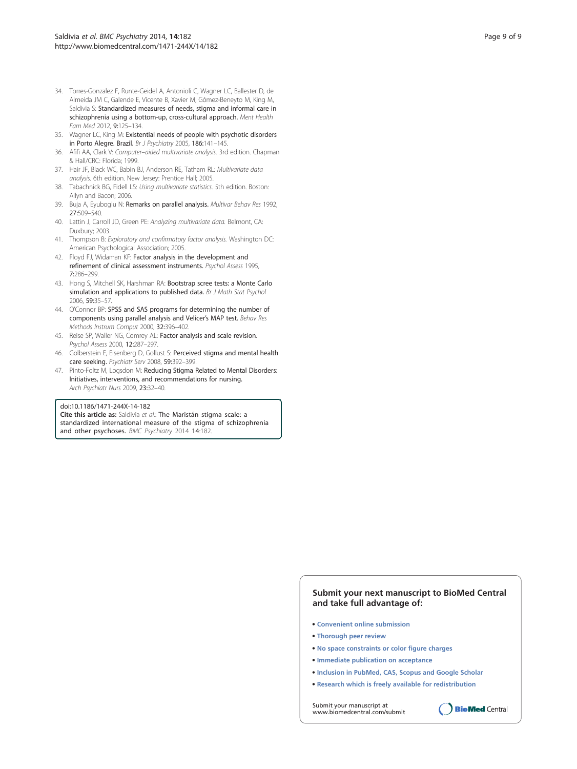34. Torres-Gonzalez F, Runte-Geidel A, Antonioli C, Wagner LC, Ballester D, de Almeida JM C, Galende E, Vicente B, Xavier M, Gómez-Beneyto M, King M, Saldivia S: Standardized measures of needs, stigma and informal care in schizophrenia using a bottom-up, cross-cultural approach. *Ment Health Fam Med* 2012, **9**:125–134.
35. Wagner LC, King M: Existential needs of people with psychotic disorders in Porto Alegre. Brazil. *Br J Psychiatry* 2005, **186**:141–145.
36. Afifi AA, Clark V: *Computer–aided multivariate analysis*. 3rd edition. Chapman & Hall/CRC: Florida; 1999.
37. Hair JF, Black WC, Babin BJ, Anderson RE, Tatham RL: *Multivariate data analysis*. 6th edition. New Jersey: Prentice Hall; 2005.
38. Tabachnick BG, Fidell LS: *Using multivariate statistics*. 5th edition. Boston: Allyn and Bacon; 2006.
39. Buja A, Eyuboglu N: Remarks on parallel analysis. *Multivar Behav Res* 1992, **27**:509–540.
40. Lattin J, Carroll JD, Green PE: *Analyzing multivariate data*. Belmont, CA: Duxbury; 2003.
41. Thompson B: *Exploratory and confirmatory factor analysis*. Washington DC: American Psychological Association; 2005.
42. Floyd FJ, Widaman KF: Factor analysis in the development and refinement of clinical assessment instruments. *Psychol Assess* 1995, **7**:286–299.
43. Hong S, Mitchell SK, Harshman RA: Bootstrap scree tests: a Monte Carlo simulation and applications to published data. *Br J Math Stat Psychol* 2006, **59**:35–57.
44. O'Connor BP: SPSS and SAS programs for determining the number of components using parallel analysis and Velicer's MAP test. *Behav Res Methods Instrum Comput* 2000, **32**:396–402.
45. Reise SP, Waller NG, Comrey AL: Factor analysis and scale revision. *Psychol Assess* 2000, **12**:287–297.
46. Golberstein E, Eisenberg D, Gollust S: Perceived stigma and mental health care seeking. *Psychiatr Serv* 2008, **59**:392–399.
47. Pinto-Foltz M, Logsdon M: Reducing Stigma Related to Mental Disorders: Initiatives, interventions, and recommendations for nursing. *Arch Psychiatr Nurs* 2009, **23**:32–40.

doi:10.1186/1471-244X-14-182
**Cite this article as:** Saldivia *et al.*: The Maristán stigma scale: a standardized international measure of the stigma of schizophrenia and other psychoses. *BMC Psychiatry* 2014 **14**:182.

**Submit your next manuscript to BioMed Central and take full advantage of:**

- **Convenient online submission**
- **Thorough peer review**
- **No space constraints or color figure charges**
- **Immediate publication on acceptance**
- **Inclusion in PubMed, CAS, Scopus and Google Scholar**
- **Research which is freely available for redistribution**

Submit your manuscript at
www.biomedcentral.com/submit

BioMed Central